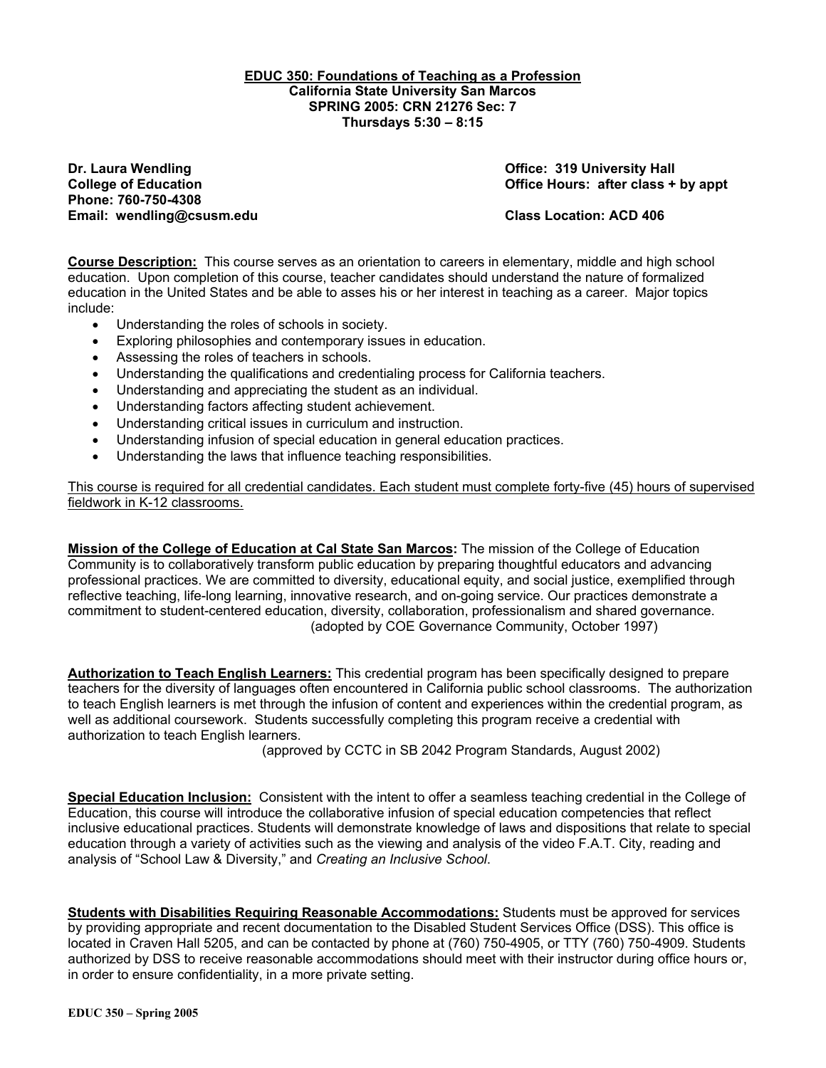# EDUC 350: Foundations of Teaching as a Profession

**California State University San Marcos**
**SPRING 2005: CRN 21276 Sec: 7**
**Thursdays 5:30 – 8:15**

**Dr. Laura Wendling**
**College of Education**
**Phone: 760-750-4308**
**Email: wendling@csusm.edu**

**Office: 319 University Hall**
**Office Hours: after class + by appt**

**Class Location: ACD 406**

**Course Description:** This course serves as an orientation to careers in elementary, middle and high school education. Upon completion of this course, teacher candidates should understand the nature of formalized education in the United States and be able to asses his or her interest in teaching as a career. Major topics include:

- Understanding the roles of schools in society.
- Exploring philosophies and contemporary issues in education.
- Assessing the roles of teachers in schools.
- Understanding the qualifications and credentialing process for California teachers.
- Understanding and appreciating the student as an individual.
- Understanding factors affecting student achievement.
- Understanding critical issues in curriculum and instruction.
- Understanding infusion of special education in general education practices.
- Understanding the laws that influence teaching responsibilities.

<u>This course is required for all credential candidates. Each student must complete forty-five (45) hours of supervised fieldwork in K-12 classrooms.</u>

**Mission of the College of Education at Cal State San Marcos:** The mission of the College of Education Community is to collaboratively transform public education by preparing thoughtful educators and advancing professional practices. We are committed to diversity, educational equity, and social justice, exemplified through reflective teaching, life-long learning, innovative research, and on-going service. Our practices demonstrate a commitment to student-centered education, diversity, collaboration, professionalism and shared governance.
(adopted by COE Governance Community, October 1997)

**Authorization to Teach English Learners:** This credential program has been specifically designed to prepare teachers for the diversity of languages often encountered in California public school classrooms. The authorization to teach English learners is met through the infusion of content and experiences within the credential program, as well as additional coursework. Students successfully completing this program receive a credential with authorization to teach English learners.
(approved by CCTC in SB 2042 Program Standards, August 2002)

**Special Education Inclusion:** Consistent with the intent to offer a seamless teaching credential in the College of Education, this course will introduce the collaborative infusion of special education competencies that reflect inclusive educational practices. Students will demonstrate knowledge of laws and dispositions that relate to special education through a variety of activities such as the viewing and analysis of the video F.A.T. City, reading and analysis of "School Law & Diversity," and *Creating an Inclusive School*.

**Students with Disabilities Requiring Reasonable Accommodations:** Students must be approved for services by providing appropriate and recent documentation to the Disabled Student Services Office (DSS). This office is located in Craven Hall 5205, and can be contacted by phone at (760) 750-4905, or TTY (760) 750-4909. Students authorized by DSS to receive reasonable accommodations should meet with their instructor during office hours or, in order to ensure confidentiality, in a more private setting.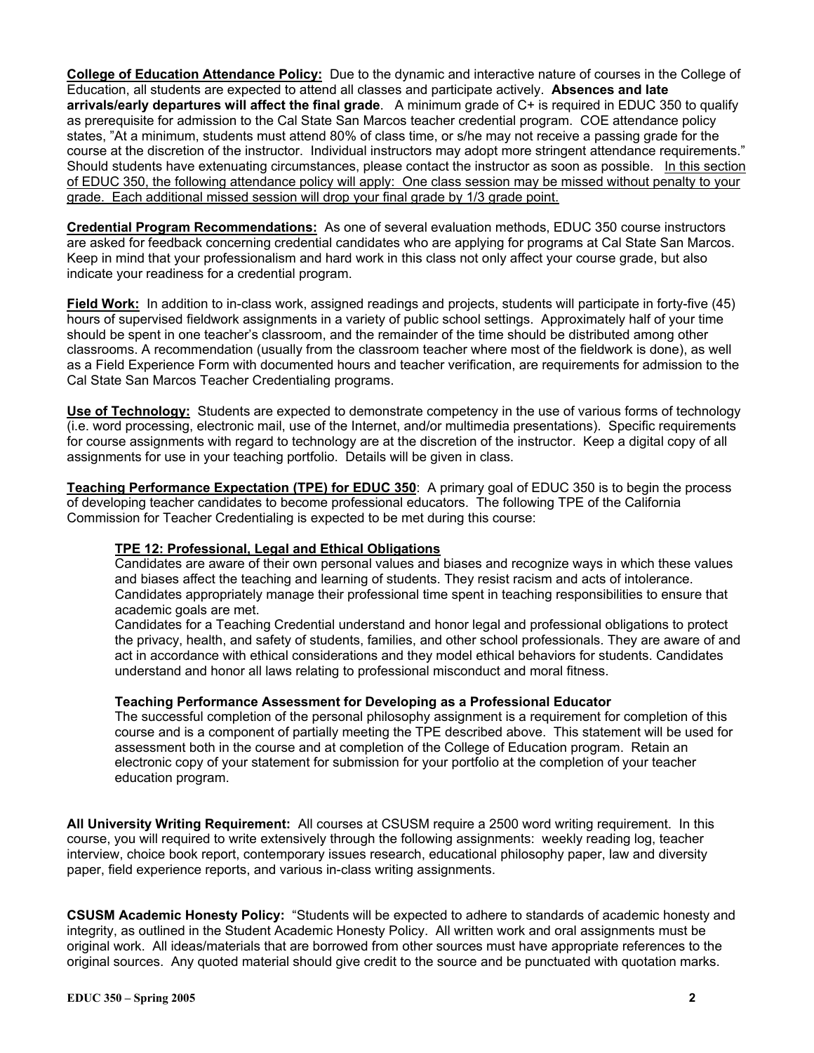**College of Education Attendance Policy:** Due to the dynamic and interactive nature of courses in the College of Education, all students are expected to attend all classes and participate actively. **Absences and late arrivals/early departures will affect the final grade**. A minimum grade of C+ is required in EDUC 350 to qualify as prerequisite for admission to the Cal State San Marcos teacher credential program. COE attendance policy states, "At a minimum, students must attend 80% of class time, or s/he may not receive a passing grade for the course at the discretion of the instructor. Individual instructors may adopt more stringent attendance requirements." Should students have extenuating circumstances, please contact the instructor as soon as possible. <u>In this section of EDUC 350, the following attendance policy will apply: One class session may be missed without penalty to your grade. Each additional missed session will drop your final grade by 1/3 grade point.</u>

**Credential Program Recommendations:** As one of several evaluation methods, EDUC 350 course instructors are asked for feedback concerning credential candidates who are applying for programs at Cal State San Marcos. Keep in mind that your professionalism and hard work in this class not only affect your course grade, but also indicate your readiness for a credential program.

**Field Work:** In addition to in-class work, assigned readings and projects, students will participate in forty-five (45) hours of supervised fieldwork assignments in a variety of public school settings. Approximately half of your time should be spent in one teacher's classroom, and the remainder of the time should be distributed among other classrooms. A recommendation (usually from the classroom teacher where most of the fieldwork is done), as well as a Field Experience Form with documented hours and teacher verification, are requirements for admission to the Cal State San Marcos Teacher Credentialing programs.

**Use of Technology:** Students are expected to demonstrate competency in the use of various forms of technology (i.e. word processing, electronic mail, use of the Internet, and/or multimedia presentations). Specific requirements for course assignments with regard to technology are at the discretion of the instructor. Keep a digital copy of all assignments for use in your teaching portfolio. Details will be given in class.

**Teaching Performance Expectation (TPE) for EDUC 350**: A primary goal of EDUC 350 is to begin the process of developing teacher candidates to become professional educators. The following TPE of the California Commission for Teacher Credentialing is expected to be met during this course:

> **TPE 12: Professional, Legal and Ethical Obligations**
> Candidates are aware of their own personal values and biases and recognize ways in which these values and biases affect the teaching and learning of students. They resist racism and acts of intolerance. Candidates appropriately manage their professional time spent in teaching responsibilities to ensure that academic goals are met.
> Candidates for a Teaching Credential understand and honor legal and professional obligations to protect the privacy, health, and safety of students, families, and other school professionals. They are aware of and act in accordance with ethical considerations and they model ethical behaviors for students. Candidates understand and honor all laws relating to professional misconduct and moral fitness.
>
> **Teaching Performance Assessment for Developing as a Professional Educator**
> The successful completion of the personal philosophy assignment is a requirement for completion of this course and is a component of partially meeting the TPE described above. This statement will be used for assessment both in the course and at completion of the College of Education program. Retain an electronic copy of your statement for submission for your portfolio at the completion of your teacher education program.

**All University Writing Requirement:** All courses at CSUSM require a 2500 word writing requirement. In this course, you will required to write extensively through the following assignments: weekly reading log, teacher interview, choice book report, contemporary issues research, educational philosophy paper, law and diversity paper, field experience reports, and various in-class writing assignments.

**CSUSM Academic Honesty Policy:** "Students will be expected to adhere to standards of academic honesty and integrity, as outlined in the Student Academic Honesty Policy. All written work and oral assignments must be original work. All ideas/materials that are borrowed from other sources must have appropriate references to the original sources. Any quoted material should give credit to the source and be punctuated with quotation marks.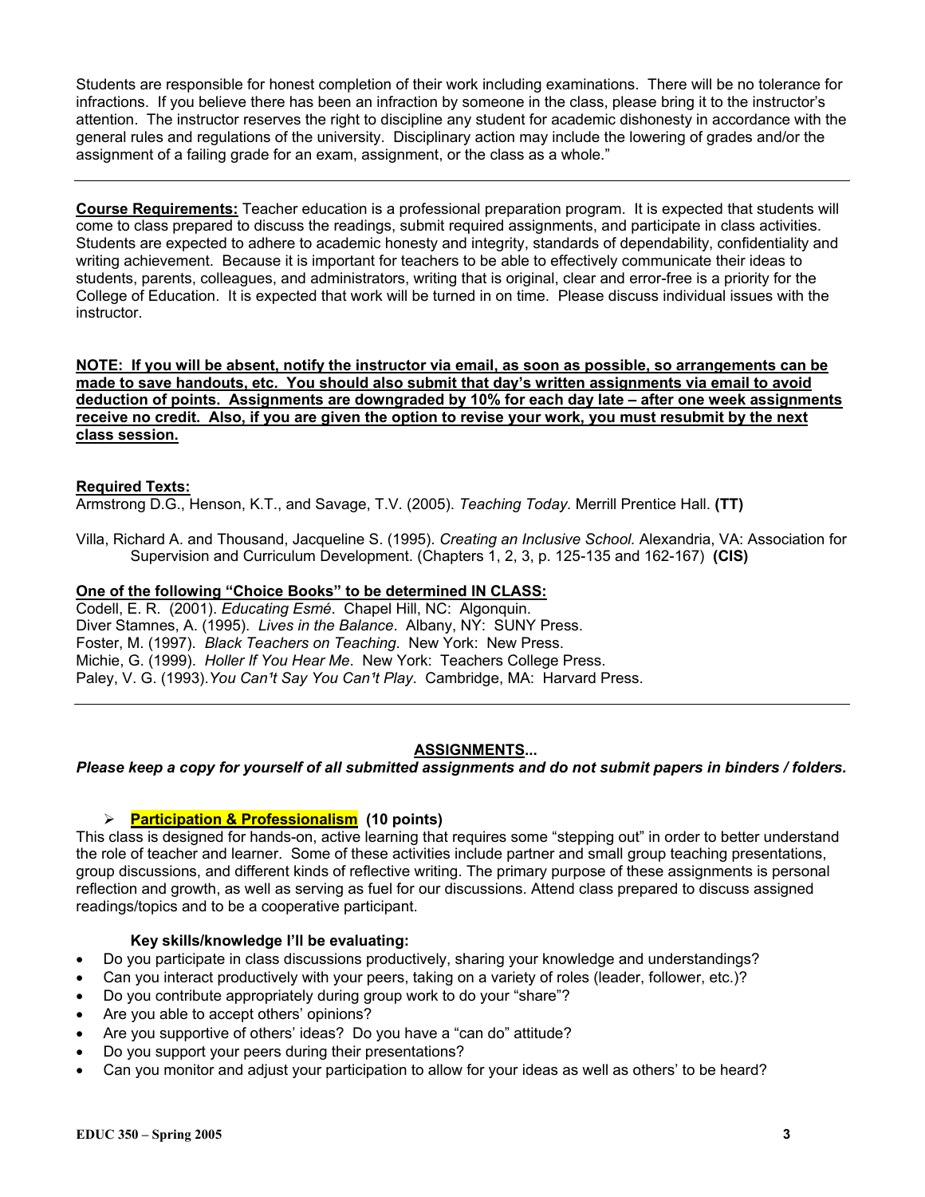Students are responsible for honest completion of their work including examinations. There will be no tolerance for infractions. If you believe there has been an infraction by someone in the class, please bring it to the instructor's attention. The instructor reserves the right to discipline any student for academic dishonesty in accordance with the general rules and regulations of the university. Disciplinary action may include the lowering of grades and/or the assignment of a failing grade for an exam, assignment, or the class as a whole."

---

**Course Requirements:** Teacher education is a professional preparation program. It is expected that students will come to class prepared to discuss the readings, submit required assignments, and participate in class activities. Students are expected to adhere to academic honesty and integrity, standards of dependability, confidentiality and writing achievement. Because it is important for teachers to be able to effectively communicate their ideas to students, parents, colleagues, and administrators, writing that is original, clear and error-free is a priority for the College of Education. It is expected that work will be turned in on time. Please discuss individual issues with the instructor.

**NOTE: If you will be absent, notify the instructor via email, as soon as possible, so arrangements can be made to save handouts, etc. You should also submit that day's written assignments via email to avoid deduction of points. Assignments are downgraded by 10% for each day late – after one week assignments receive no credit. Also, if you are given the option to revise your work, you must resubmit by the next class session.**

**Required Texts:**

Armstrong D.G., Henson, K.T., and Savage, T.V. (2005). *Teaching Today.* Merrill Prentice Hall. **(TT)**

Villa, Richard A. and Thousand, Jacqueline S. (1995). *Creating an Inclusive School.* Alexandria, VA: Association for Supervision and Curriculum Development. (Chapters 1, 2, 3, p. 125-135 and 162-167) **(CIS)**

**One of the following "Choice Books" to be determined IN CLASS:**

Codell, E. R. (2001). *Educating Esmé*. Chapel Hill, NC: Algonquin.
Diver Stamnes, A. (1995). *Lives in the Balance*. Albany, NY: SUNY Press.
Foster, M. (1997). *Black Teachers on Teaching*. New York: New Press.
Michie, G. (1999). *Holler If You Hear Me*. New York: Teachers College Press.
Paley, V. G. (1993). *You Can't Say You Can't Play*. Cambridge, MA: Harvard Press.

---

## ASSIGNMENTS...

***Please keep a copy for yourself of all submitted assignments and do not submit papers in binders / folders.***

- **Participation & Professionalism (10 points)**

This class is designed for hands-on, active learning that requires some "stepping out" in order to better understand the role of teacher and learner. Some of these activities include partner and small group teaching presentations, group discussions, and different kinds of reflective writing. The primary purpose of these assignments is personal reflection and growth, as well as serving as fuel for our discussions. Attend class prepared to discuss assigned readings/topics and to be a cooperative participant.

**Key skills/knowledge I'll be evaluating:**

- Do you participate in class discussions productively, sharing your knowledge and understandings?
- Can you interact productively with your peers, taking on a variety of roles (leader, follower, etc.)?
- Do you contribute appropriately during group work to do your "share"?
- Are you able to accept others' opinions?
- Are you supportive of others' ideas? Do you have a "can do" attitude?
- Do you support your peers during their presentations?
- Can you monitor and adjust your participation to allow for your ideas as well as others' to be heard?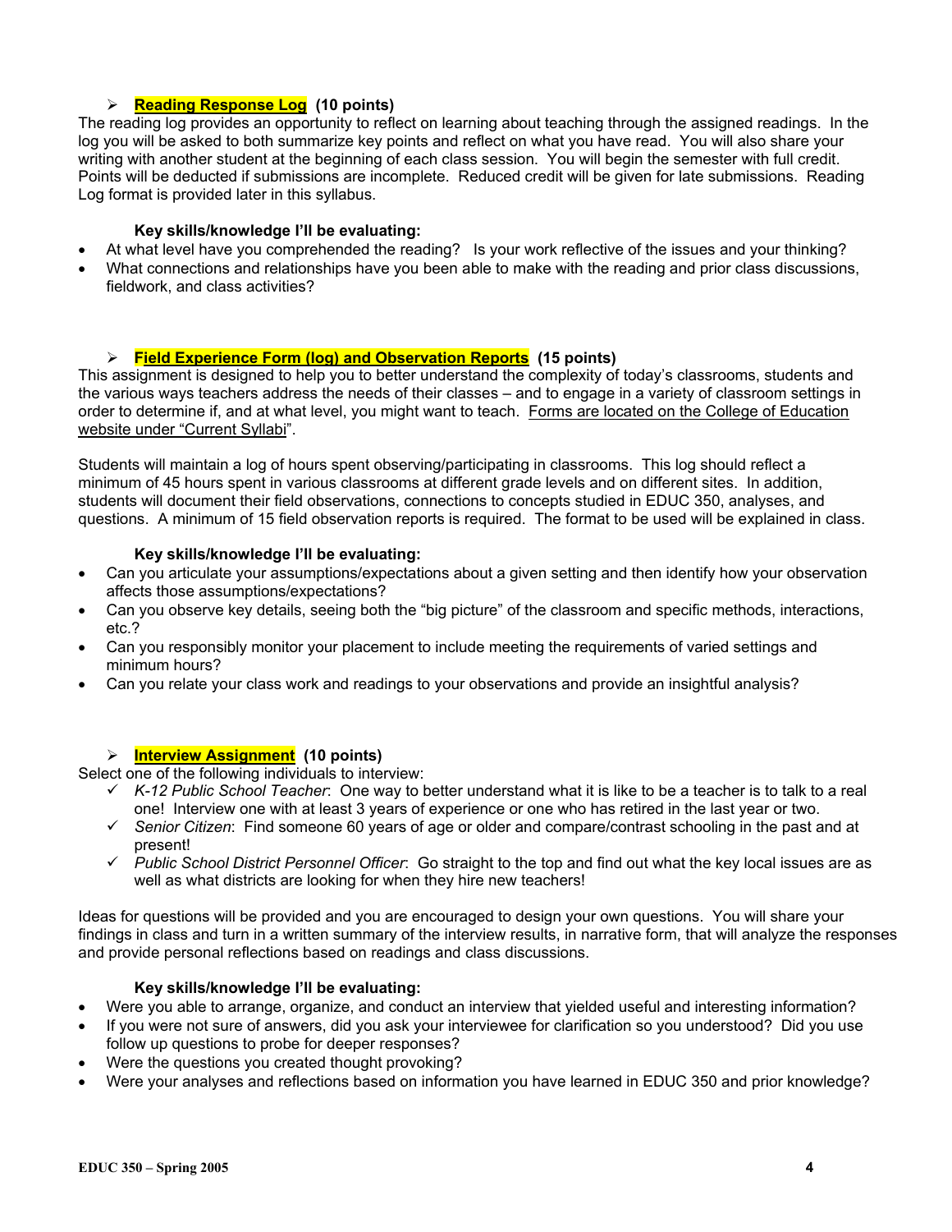### **Reading Response Log** (10 points)

The reading log provides an opportunity to reflect on learning about teaching through the assigned readings. In the log you will be asked to both summarize key points and reflect on what you have read. You will also share your writing with another student at the beginning of each class session. You will begin the semester with full credit. Points will be deducted if submissions are incomplete. Reduced credit will be given for late submissions. Reading Log format is provided later in this syllabus.

**Key skills/knowledge I'll be evaluating:**

- At what level have you comprehended the reading? Is your work reflective of the issues and your thinking?
- What connections and relationships have you been able to make with the reading and prior class discussions, fieldwork, and class activities?

### **Field Experience Form (log) and Observation Reports** (15 points)

This assignment is designed to help you to better understand the complexity of today's classrooms, students and the various ways teachers address the needs of their classes – and to engage in a variety of classroom settings in order to determine if, and at what level, you might want to teach. Forms are located on the College of Education website under "Current Syllabi".

Students will maintain a log of hours spent observing/participating in classrooms. This log should reflect a minimum of 45 hours spent in various classrooms at different grade levels and on different sites. In addition, students will document their field observations, connections to concepts studied in EDUC 350, analyses, and questions. A minimum of 15 field observation reports is required. The format to be used will be explained in class.

**Key skills/knowledge I'll be evaluating:**

- Can you articulate your assumptions/expectations about a given setting and then identify how your observation affects those assumptions/expectations?
- Can you observe key details, seeing both the "big picture" of the classroom and specific methods, interactions, etc.?
- Can you responsibly monitor your placement to include meeting the requirements of varied settings and minimum hours?
- Can you relate your class work and readings to your observations and provide an insightful analysis?

### **Interview Assignment** (10 points)

Select one of the following individuals to interview:

- ✓ *K-12 Public School Teacher*: One way to better understand what it is like to be a teacher is to talk to a real one! Interview one with at least 3 years of experience or one who has retired in the last year or two.
- ✓ *Senior Citizen*: Find someone 60 years of age or older and compare/contrast schooling in the past and at present!
- ✓ *Public School District Personnel Officer*: Go straight to the top and find out what the key local issues are as well as what districts are looking for when they hire new teachers!

Ideas for questions will be provided and you are encouraged to design your own questions. You will share your findings in class and turn in a written summary of the interview results, in narrative form, that will analyze the responses and provide personal reflections based on readings and class discussions.

**Key skills/knowledge I'll be evaluating:**

- Were you able to arrange, organize, and conduct an interview that yielded useful and interesting information?
- If you were not sure of answers, did you ask your interviewee for clarification so you understood? Did you use follow up questions to probe for deeper responses?
- Were the questions you created thought provoking?
- Were your analyses and reflections based on information you have learned in EDUC 350 and prior knowledge?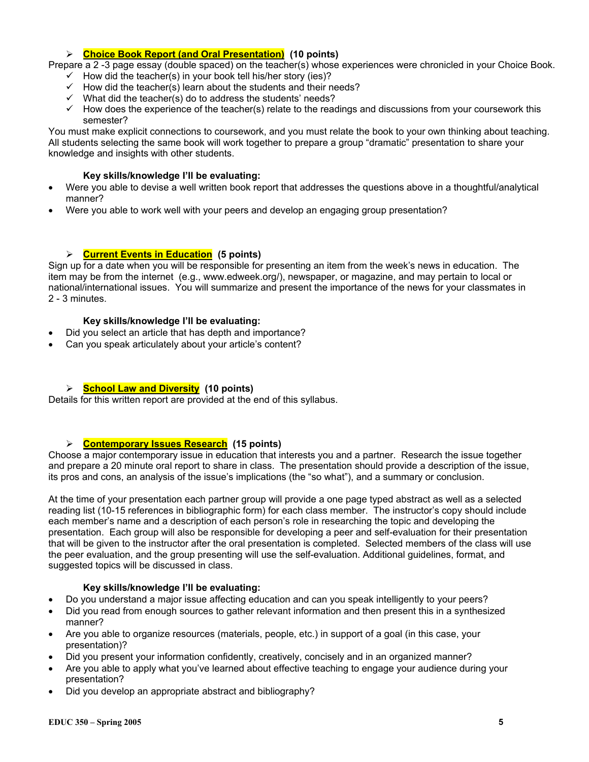- **Choice Book Report (and Oral Presentation) (10 points)**

Prepare a 2 -3 page essay (double spaced) on the teacher(s) whose experiences were chronicled in your Choice Book.

- ✓ How did the teacher(s) in your book tell his/her story (ies)?
- ✓ How did the teacher(s) learn about the students and their needs?
- ✓ What did the teacher(s) do to address the students' needs?
- ✓ How does the experience of the teacher(s) relate to the readings and discussions from your coursework this semester?

You must make explicit connections to coursework, and you must relate the book to your own thinking about teaching. All students selecting the same book will work together to prepare a group "dramatic" presentation to share your knowledge and insights with other students.

**Key skills/knowledge I'll be evaluating:**

- Were you able to devise a well written book report that addresses the questions above in a thoughtful/analytical manner?
- Were you able to work well with your peers and develop an engaging group presentation?

- **Current Events in Education (5 points)**

Sign up for a date when you will be responsible for presenting an item from the week's news in education. The item may be from the internet (e.g., www.edweek.org/), newspaper, or magazine, and may pertain to local or national/international issues. You will summarize and present the importance of the news for your classmates in 2 - 3 minutes.

**Key skills/knowledge I'll be evaluating:**

- Did you select an article that has depth and importance?
- Can you speak articulately about your article's content?

- **School Law and Diversity (10 points)**

Details for this written report are provided at the end of this syllabus.

- **Contemporary Issues Research (15 points)**

Choose a major contemporary issue in education that interests you and a partner. Research the issue together and prepare a 20 minute oral report to share in class. The presentation should provide a description of the issue, its pros and cons, an analysis of the issue's implications (the "so what"), and a summary or conclusion.

At the time of your presentation each partner group will provide a one page typed abstract as well as a selected reading list (10-15 references in bibliographic form) for each class member. The instructor's copy should include each member's name and a description of each person's role in researching the topic and developing the presentation. Each group will also be responsible for developing a peer and self-evaluation for their presentation that will be given to the instructor after the oral presentation is completed. Selected members of the class will use the peer evaluation, and the group presenting will use the self-evaluation. Additional guidelines, format, and suggested topics will be discussed in class.

**Key skills/knowledge I'll be evaluating:**

- Do you understand a major issue affecting education and can you speak intelligently to your peers?
- Did you read from enough sources to gather relevant information and then present this in a synthesized manner?
- Are you able to organize resources (materials, people, etc.) in support of a goal (in this case, your presentation)?
- Did you present your information confidently, creatively, concisely and in an organized manner?
- Are you able to apply what you've learned about effective teaching to engage your audience during your presentation?
- Did you develop an appropriate abstract and bibliography?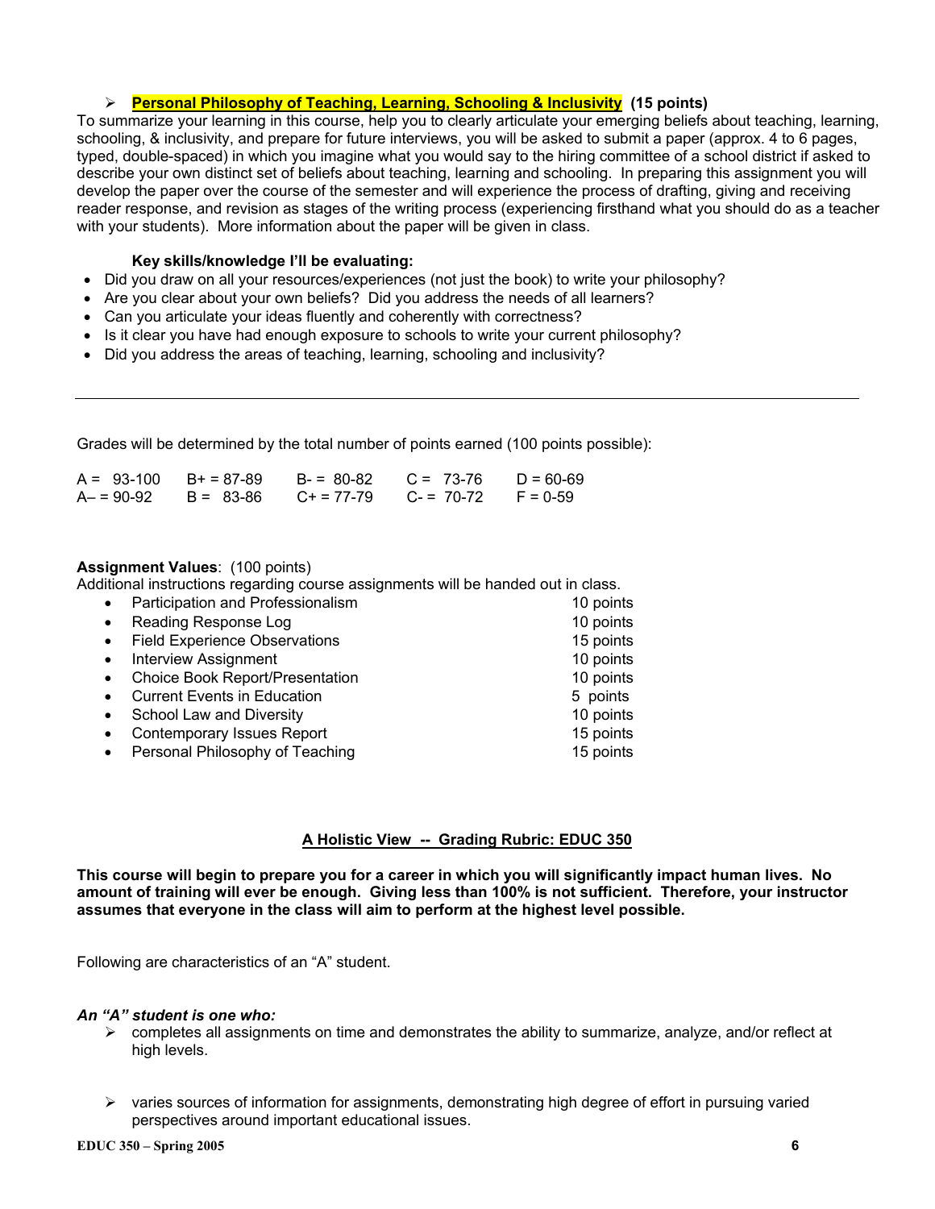- **Personal Philosophy of Teaching, Learning, Schooling & Inclusivity (15 points)**

To summarize your learning in this course, help you to clearly articulate your emerging beliefs about teaching, learning, schooling, & inclusivity, and prepare for future interviews, you will be asked to submit a paper (approx. 4 to 6 pages, typed, double-spaced) in which you imagine what you would say to the hiring committee of a school district if asked to describe your own distinct set of beliefs about teaching, learning and schooling. In preparing this assignment you will develop the paper over the course of the semester and will experience the process of drafting, giving and receiving reader response, and revision as stages of the writing process (experiencing firsthand what you should do as a teacher with your students). More information about the paper will be given in class.

**Key skills/knowledge I'll be evaluating:**

- Did you draw on all your resources/experiences (not just the book) to write your philosophy?
- Are you clear about your own beliefs? Did you address the needs of all learners?
- Can you articulate your ideas fluently and coherently with correctness?
- Is it clear you have had enough exposure to schools to write your current philosophy?
- Did you address the areas of teaching, learning, schooling and inclusivity?

---

Grades will be determined by the total number of points earned (100 points possible):

| | | | | |
|---|---|---|---|---|
| A = 93-100 | B+ = 87-89 | B- = 80-82 | C = 73-76 | D = 60-69 |
| A– = 90-92 | B = 83-86 | C+ = 77-79 | C- = 70-72 | F = 0-59 |

**Assignment Values**: (100 points)
Additional instructions regarding course assignments will be handed out in class.

| | |
|---|---|
| • Participation and Professionalism | 10 points |
| • Reading Response Log | 10 points |
| • Field Experience Observations | 15 points |
| • Interview Assignment | 10 points |
| • Choice Book Report/Presentation | 10 points |
| • Current Events in Education | 5 points |
| • School Law and Diversity | 10 points |
| • Contemporary Issues Report | 15 points |
| • Personal Philosophy of Teaching | 15 points |

## A Holistic View -- Grading Rubric: EDUC 350

**This course will begin to prepare you for a career in which you will significantly impact human lives. No amount of training will ever be enough. Giving less than 100% is not sufficient. Therefore, your instructor assumes that everyone in the class will aim to perform at the highest level possible.**

Following are characteristics of an "A" student.

***An "A" student is one who:***

- completes all assignments on time and demonstrates the ability to summarize, analyze, and/or reflect at high levels.
- varies sources of information for assignments, demonstrating high degree of effort in pursuing varied perspectives around important educational issues.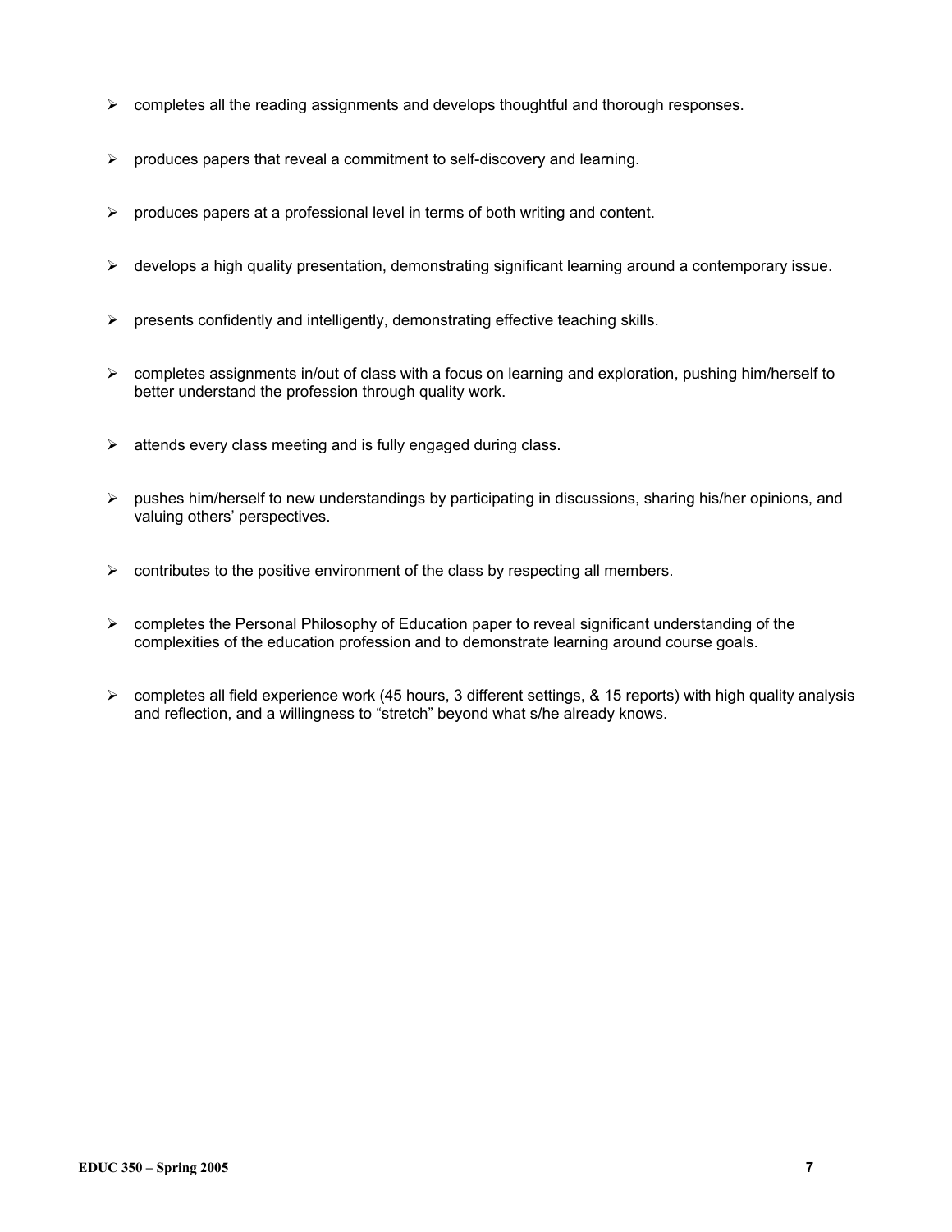- completes all the reading assignments and develops thoughtful and thorough responses.

- produces papers that reveal a commitment to self-discovery and learning.

- produces papers at a professional level in terms of both writing and content.

- develops a high quality presentation, demonstrating significant learning around a contemporary issue.

- presents confidently and intelligently, demonstrating effective teaching skills.

- completes assignments in/out of class with a focus on learning and exploration, pushing him/herself to better understand the profession through quality work.

- attends every class meeting and is fully engaged during class.

- pushes him/herself to new understandings by participating in discussions, sharing his/her opinions, and valuing others' perspectives.

- contributes to the positive environment of the class by respecting all members.

- completes the Personal Philosophy of Education paper to reveal significant understanding of the complexities of the education profession and to demonstrate learning around course goals.

- completes all field experience work (45 hours, 3 different settings, & 15 reports) with high quality analysis and reflection, and a willingness to "stretch" beyond what s/he already knows.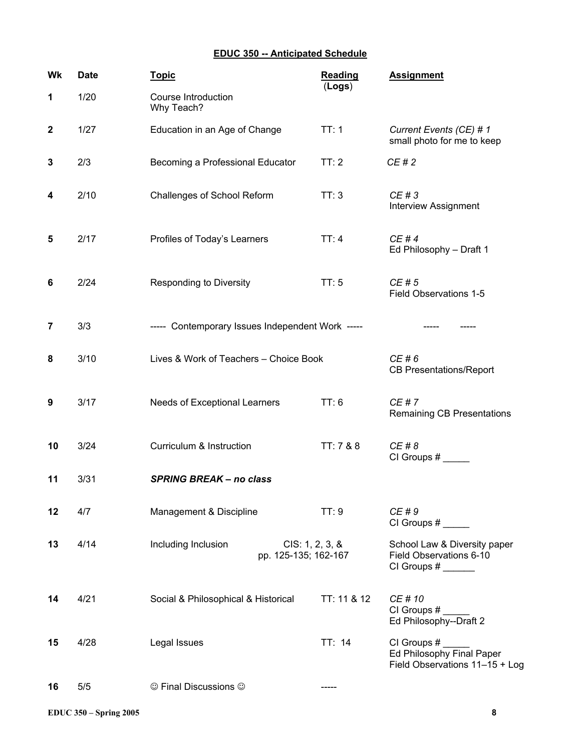## EDUC 350 -- Anticipated Schedule

| Wk | Date | Topic | Reading (Logs) | Assignment |
|---|---|---|---|---|
| 1 | 1/20 | Course Introduction<br>Why Teach? | | |
| 2 | 1/27 | Education in an Age of Change | TT: 1 | *Current Events (CE) # 1*<br>small photo for me to keep |
| 3 | 2/3 | Becoming a Professional Educator | TT: 2 | *CE # 2* |
| 4 | 2/10 | Challenges of School Reform | TT: 3 | *CE # 3*<br>Interview Assignment |
| 5 | 2/17 | Profiles of Today's Learners | TT: 4 | *CE # 4*<br>Ed Philosophy – Draft 1 |
| 6 | 2/24 | Responding to Diversity | TT: 5 | *CE # 5*<br>Field Observations 1-5 |
| 7 | 3/3 | ----- Contemporary Issues Independent Work ----- | | ----- ----- |
| 8 | 3/10 | Lives & Work of Teachers – Choice Book | | *CE # 6*<br>CB Presentations/Report |
| 9 | 3/17 | Needs of Exceptional Learners | TT: 6 | *CE # 7*<br>Remaining CB Presentations |
| 10 | 3/24 | Curriculum & Instruction | TT: 7 & 8 | *CE # 8*<br>CI Groups # _____ |
| 11 | 3/31 | ***SPRING BREAK – no class*** | | |
| 12 | 4/7 | Management & Discipline | TT: 9 | *CE # 9*<br>CI Groups # _____ |
| 13 | 4/14 | Including Inclusion | CIS: 1, 2, 3, &<br>pp. 125-135; 162-167 | School Law & Diversity paper<br>Field Observations 6-10<br>CI Groups # ______ |
| 14 | 4/21 | Social & Philosophical & Historical | TT: 11 & 12 | *CE # 10*<br>CI Groups # _____<br>Ed Philosophy--Draft 2 |
| 15 | 4/28 | Legal Issues | TT: 14 | CI Groups # _____<br>Ed Philosophy Final Paper<br>Field Observations 11–15 + Log |
| 16 | 5/5 | ☺ Final Discussions ☺ | ----- | |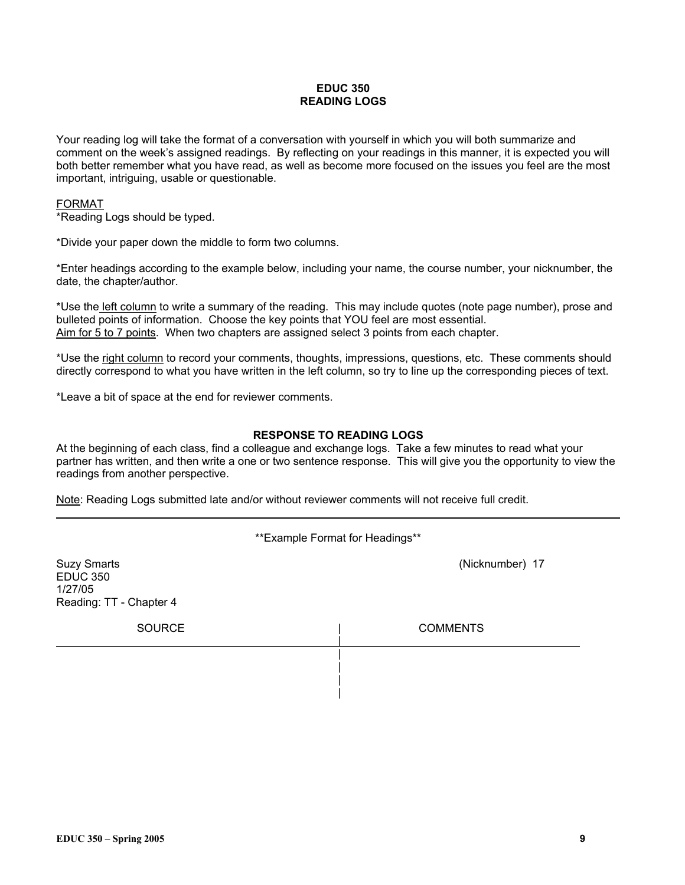# EDUC 350
# READING LOGS

Your reading log will take the format of a conversation with yourself in which you will both summarize and comment on the week's assigned readings. By reflecting on your readings in this manner, it is expected you will both better remember what you have read, as well as become more focused on the issues you feel are the most important, intriguing, usable or questionable.

FORMAT

*Reading Logs should be typed.

*Divide your paper down the middle to form two columns.

*Enter headings according to the example below, including your name, the course number, your nicknumber, the date, the chapter/author.

*Use the left column to write a summary of the reading. This may include quotes (note page number), prose and bulleted points of information. Choose the key points that YOU feel are most essential. Aim for 5 to 7 points. When two chapters are assigned select 3 points from each chapter.

*Use the right column to record your comments, thoughts, impressions, questions, etc. These comments should directly correspond to what you have written in the left column, so try to line up the corresponding pieces of text.

*Leave a bit of space at the end for reviewer comments.

## RESPONSE TO READING LOGS

At the beginning of each class, find a colleague and exchange logs. Take a few minutes to read what your partner has written, and then write a one or two sentence response. This will give you the opportunity to view the readings from another perspective.

Note: Reading Logs submitted late and/or without reviewer comments will not receive full credit.

---

**Example Format for Headings**

Suzy Smarts (Nicknumber) 17
EDUC 350
1/27/05
Reading: TT - Chapter 4

| SOURCE | COMMENTS |
| --- | --- |
| | |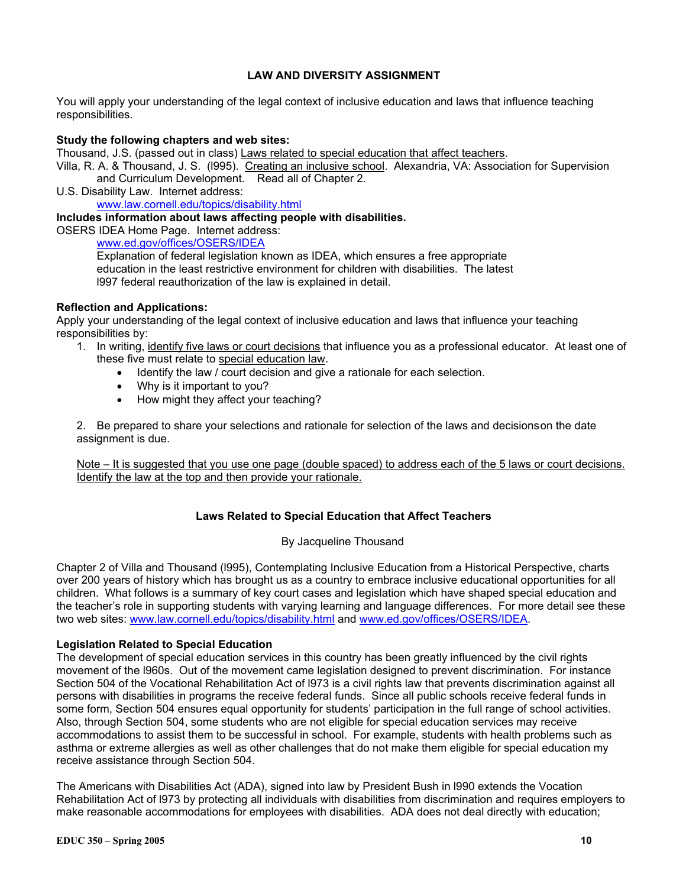### LAW AND DIVERSITY ASSIGNMENT

You will apply your understanding of the legal context of inclusive education and laws that influence teaching responsibilities.

**Study the following chapters and web sites:**

Thousand, J.S. (passed out in class) Laws related to special education that affect teachers.

Villa, R. A. & Thousand, J. S. (l995). Creating an inclusive school. Alexandria, VA: Association for Supervision and Curriculum Development. Read all of Chapter 2.

U.S. Disability Law. Internet address:
www.law.cornell.edu/topics/disability.html

**Includes information about laws affecting people with disabilities.**

OSERS IDEA Home Page. Internet address:
www.ed.gov/offices/OSERS/IDEA
Explanation of federal legislation known as IDEA, which ensures a free appropriate education in the least restrictive environment for children with disabilities. The latest l997 federal reauthorization of the law is explained in detail.

**Reflection and Applications:**

Apply your understanding of the legal context of inclusive education and laws that influence your teaching responsibilities by:

1. In writing, identify five laws or court decisions that influence you as a professional educator. At least one of these five must relate to special education law.
   - Identify the law / court decision and give a rationale for each selection.
   - Why is it important to you?
   - How might they affect your teaching?

2. Be prepared to share your selections and rationale for selection of the laws and decisionson the date assignment is due.

Note – It is suggested that you use one page (double spaced) to address each of the 5 laws or court decisions. Identify the law at the top and then provide your rationale.

### Laws Related to Special Education that Affect Teachers

By Jacqueline Thousand

Chapter 2 of Villa and Thousand (l995), Contemplating Inclusive Education from a Historical Perspective, charts over 200 years of history which has brought us as a country to embrace inclusive educational opportunities for all children. What follows is a summary of key court cases and legislation which have shaped special education and the teacher's role in supporting students with varying learning and language differences. For more detail see these two web sites: www.law.cornell.edu/topics/disability.html and www.ed.gov/offices/OSERS/IDEA.

**Legislation Related to Special Education**

The development of special education services in this country has been greatly influenced by the civil rights movement of the l960s. Out of the movement came legislation designed to prevent discrimination. For instance Section 504 of the Vocational Rehabilitation Act of l973 is a civil rights law that prevents discrimination against all persons with disabilities in programs the receive federal funds. Since all public schools receive federal funds in some form, Section 504 ensures equal opportunity for students' participation in the full range of school activities. Also, through Section 504, some students who are not eligible for special education services may receive accommodations to assist them to be successful in school. For example, students with health problems such as asthma or extreme allergies as well as other challenges that do not make them eligible for special education my receive assistance through Section 504.

The Americans with Disabilities Act (ADA), signed into law by President Bush in l990 extends the Vocation Rehabilitation Act of l973 by protecting all individuals with disabilities from discrimination and requires employers to make reasonable accommodations for employees with disabilities. ADA does not deal directly with education;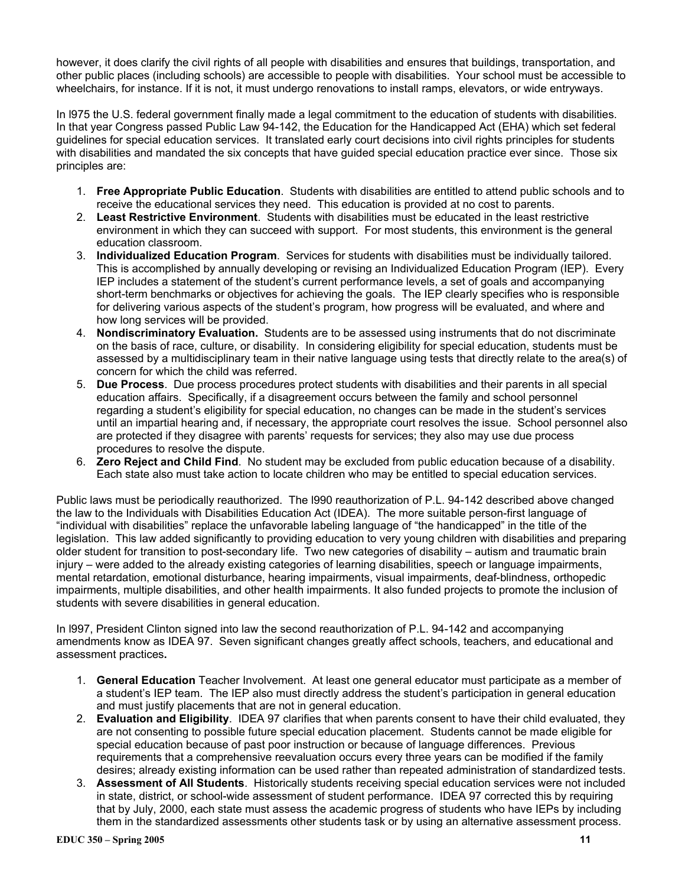however, it does clarify the civil rights of all people with disabilities and ensures that buildings, transportation, and other public places (including schools) are accessible to people with disabilities. Your school must be accessible to wheelchairs, for instance. If it is not, it must undergo renovations to install ramps, elevators, or wide entryways.

In l975 the U.S. federal government finally made a legal commitment to the education of students with disabilities. In that year Congress passed Public Law 94-142, the Education for the Handicapped Act (EHA) which set federal guidelines for special education services. It translated early court decisions into civil rights principles for students with disabilities and mandated the six concepts that have guided special education practice ever since. Those six principles are:

1. **Free Appropriate Public Education**. Students with disabilities are entitled to attend public schools and to receive the educational services they need. This education is provided at no cost to parents.
2. **Least Restrictive Environment**. Students with disabilities must be educated in the least restrictive environment in which they can succeed with support. For most students, this environment is the general education classroom.
3. **Individualized Education Program**. Services for students with disabilities must be individually tailored. This is accomplished by annually developing or revising an Individualized Education Program (IEP). Every IEP includes a statement of the student's current performance levels, a set of goals and accompanying short-term benchmarks or objectives for achieving the goals. The IEP clearly specifies who is responsible for delivering various aspects of the student's program, how progress will be evaluated, and where and how long services will be provided.
4. **Nondiscriminatory Evaluation.** Students are to be assessed using instruments that do not discriminate on the basis of race, culture, or disability. In considering eligibility for special education, students must be assessed by a multidisciplinary team in their native language using tests that directly relate to the area(s) of concern for which the child was referred.
5. **Due Process**. Due process procedures protect students with disabilities and their parents in all special education affairs. Specifically, if a disagreement occurs between the family and school personnel regarding a student's eligibility for special education, no changes can be made in the student's services until an impartial hearing and, if necessary, the appropriate court resolves the issue. School personnel also are protected if they disagree with parents' requests for services; they also may use due process procedures to resolve the dispute.
6. **Zero Reject and Child Find**. No student may be excluded from public education because of a disability. Each state also must take action to locate children who may be entitled to special education services.

Public laws must be periodically reauthorized. The l990 reauthorization of P.L. 94-142 described above changed the law to the Individuals with Disabilities Education Act (IDEA). The more suitable person-first language of "individual with disabilities" replace the unfavorable labeling language of "the handicapped" in the title of the legislation. This law added significantly to providing education to very young children with disabilities and preparing older student for transition to post-secondary life. Two new categories of disability – autism and traumatic brain injury – were added to the already existing categories of learning disabilities, speech or language impairments, mental retardation, emotional disturbance, hearing impairments, visual impairments, deaf-blindness, orthopedic impairments, multiple disabilities, and other health impairments. It also funded projects to promote the inclusion of students with severe disabilities in general education.

In l997, President Clinton signed into law the second reauthorization of P.L. 94-142 and accompanying amendments know as IDEA 97. Seven significant changes greatly affect schools, teachers, and educational and assessment practices**.**

1. **General Education** Teacher Involvement. At least one general educator must participate as a member of a student's IEP team. The IEP also must directly address the student's participation in general education and must justify placements that are not in general education.
2. **Evaluation and Eligibility**. IDEA 97 clarifies that when parents consent to have their child evaluated, they are not consenting to possible future special education placement. Students cannot be made eligible for special education because of past poor instruction or because of language differences. Previous requirements that a comprehensive reevaluation occurs every three years can be modified if the family desires; already existing information can be used rather than repeated administration of standardized tests.
3. **Assessment of All Students**. Historically students receiving special education services were not included in state, district, or school-wide assessment of student performance. IDEA 97 corrected this by requiring that by July, 2000, each state must assess the academic progress of students who have IEPs by including them in the standardized assessments other students task or by using an alternative assessment process.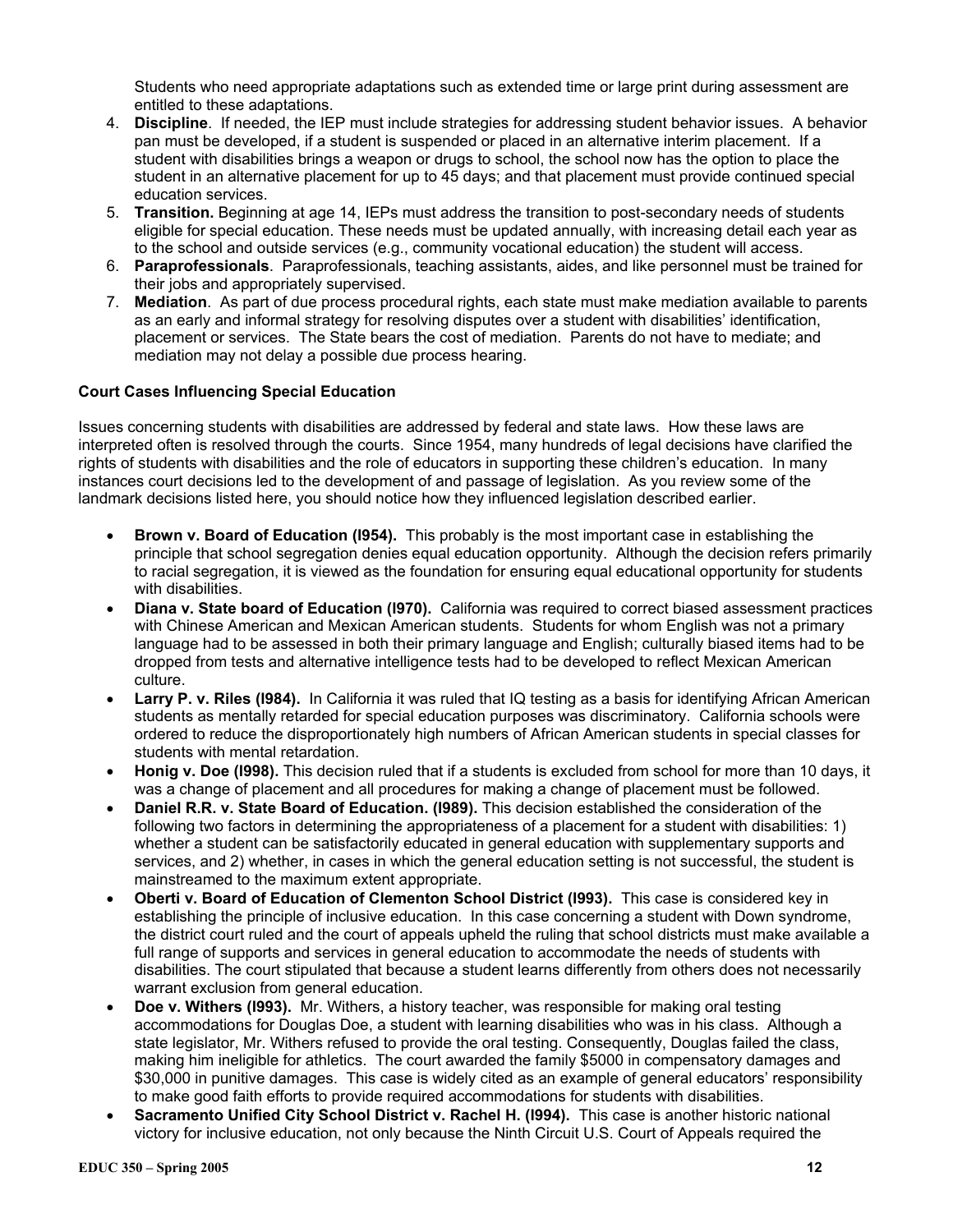Students who need appropriate adaptations such as extended time or large print during assessment are entitled to these adaptations.

4. **Discipline**. If needed, the IEP must include strategies for addressing student behavior issues. A behavior pan must be developed, if a student is suspended or placed in an alternative interim placement. If a student with disabilities brings a weapon or drugs to school, the school now has the option to place the student in an alternative placement for up to 45 days; and that placement must provide continued special education services.
5. **Transition.** Beginning at age 14, IEPs must address the transition to post-secondary needs of students eligible for special education. These needs must be updated annually, with increasing detail each year as to the school and outside services (e.g., community vocational education) the student will access.
6. **Paraprofessionals**. Paraprofessionals, teaching assistants, aides, and like personnel must be trained for their jobs and appropriately supervised.
7. **Mediation**. As part of due process procedural rights, each state must make mediation available to parents as an early and informal strategy for resolving disputes over a student with disabilities' identification, placement or services. The State bears the cost of mediation. Parents do not have to mediate; and mediation may not delay a possible due process hearing.

**Court Cases Influencing Special Education**

Issues concerning students with disabilities are addressed by federal and state laws. How these laws are interpreted often is resolved through the courts. Since 1954, many hundreds of legal decisions have clarified the rights of students with disabilities and the role of educators in supporting these children's education. In many instances court decisions led to the development of and passage of legislation. As you review some of the landmark decisions listed here, you should notice how they influenced legislation described earlier.

- **Brown v. Board of Education (I954).** This probably is the most important case in establishing the principle that school segregation denies equal education opportunity. Although the decision refers primarily to racial segregation, it is viewed as the foundation for ensuring equal educational opportunity for students with disabilities.
- **Diana v. State board of Education (I970).** California was required to correct biased assessment practices with Chinese American and Mexican American students. Students for whom English was not a primary language had to be assessed in both their primary language and English; culturally biased items had to be dropped from tests and alternative intelligence tests had to be developed to reflect Mexican American culture.
- **Larry P. v. Riles (I984).** In California it was ruled that IQ testing as a basis for identifying African American students as mentally retarded for special education purposes was discriminatory. California schools were ordered to reduce the disproportionately high numbers of African American students in special classes for students with mental retardation.
- **Honig v. Doe (I998).** This decision ruled that if a students is excluded from school for more than 10 days, it was a change of placement and all procedures for making a change of placement must be followed.
- **Daniel R.R. v. State Board of Education. (I989).** This decision established the consideration of the following two factors in determining the appropriateness of a placement for a student with disabilities: 1) whether a student can be satisfactorily educated in general education with supplementary supports and services, and 2) whether, in cases in which the general education setting is not successful, the student is mainstreamed to the maximum extent appropriate.
- **Oberti v. Board of Education of Clementon School District (I993).** This case is considered key in establishing the principle of inclusive education. In this case concerning a student with Down syndrome, the district court ruled and the court of appeals upheld the ruling that school districts must make available a full range of supports and services in general education to accommodate the needs of students with disabilities. The court stipulated that because a student learns differently from others does not necessarily warrant exclusion from general education.
- **Doe v. Withers (I993).** Mr. Withers, a history teacher, was responsible for making oral testing accommodations for Douglas Doe, a student with learning disabilities who was in his class. Although a state legislator, Mr. Withers refused to provide the oral testing. Consequently, Douglas failed the class, making him ineligible for athletics. The court awarded the family $5000 in compensatory damages and $30,000 in punitive damages. This case is widely cited as an example of general educators' responsibility to make good faith efforts to provide required accommodations for students with disabilities.
- **Sacramento Unified City School District v. Rachel H. (I994).** This case is another historic national victory for inclusive education, not only because the Ninth Circuit U.S. Court of Appeals required the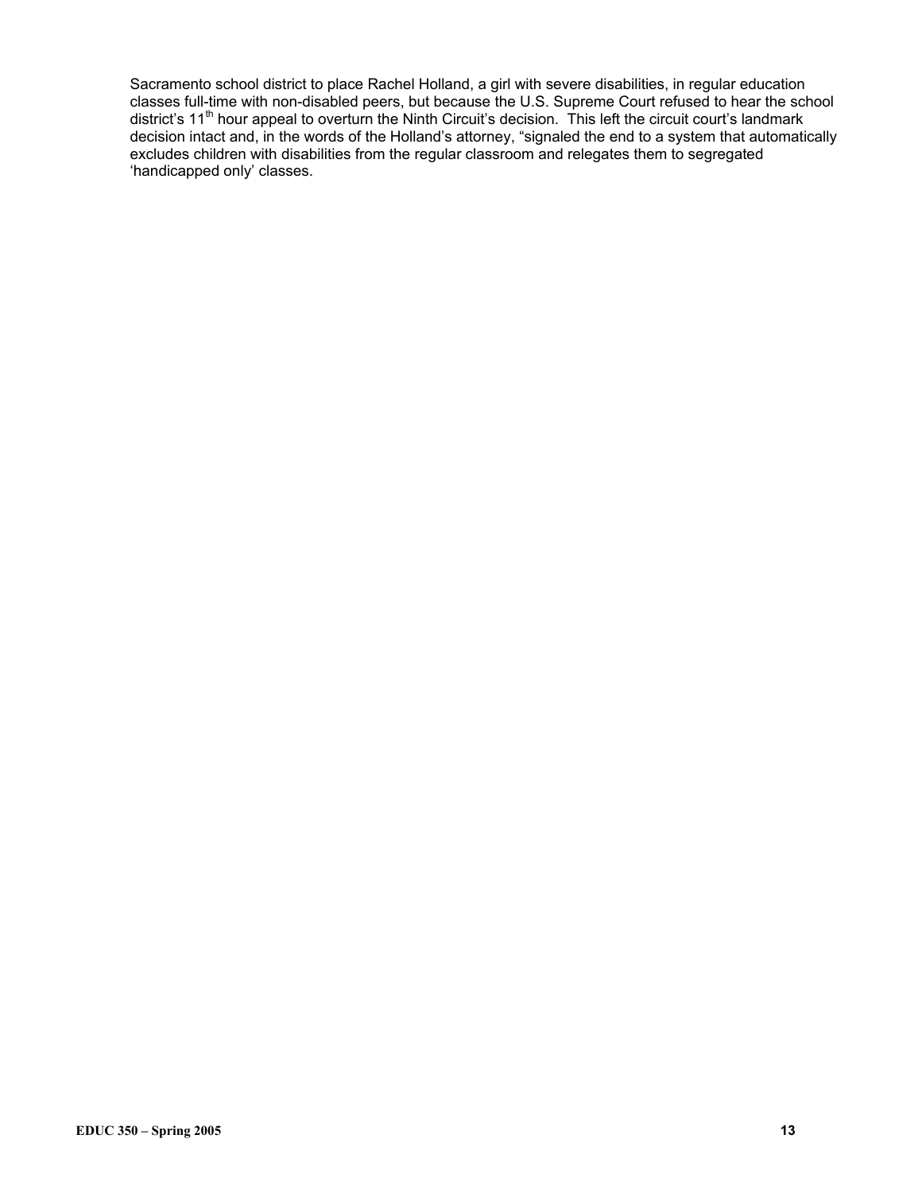Sacramento school district to place Rachel Holland, a girl with severe disabilities, in regular education classes full-time with non-disabled peers, but because the U.S. Supreme Court refused to hear the school district's 11th hour appeal to overturn the Ninth Circuit's decision. This left the circuit court's landmark decision intact and, in the words of the Holland's attorney, "signaled the end to a system that automatically excludes children with disabilities from the regular classroom and relegates them to segregated 'handicapped only' classes.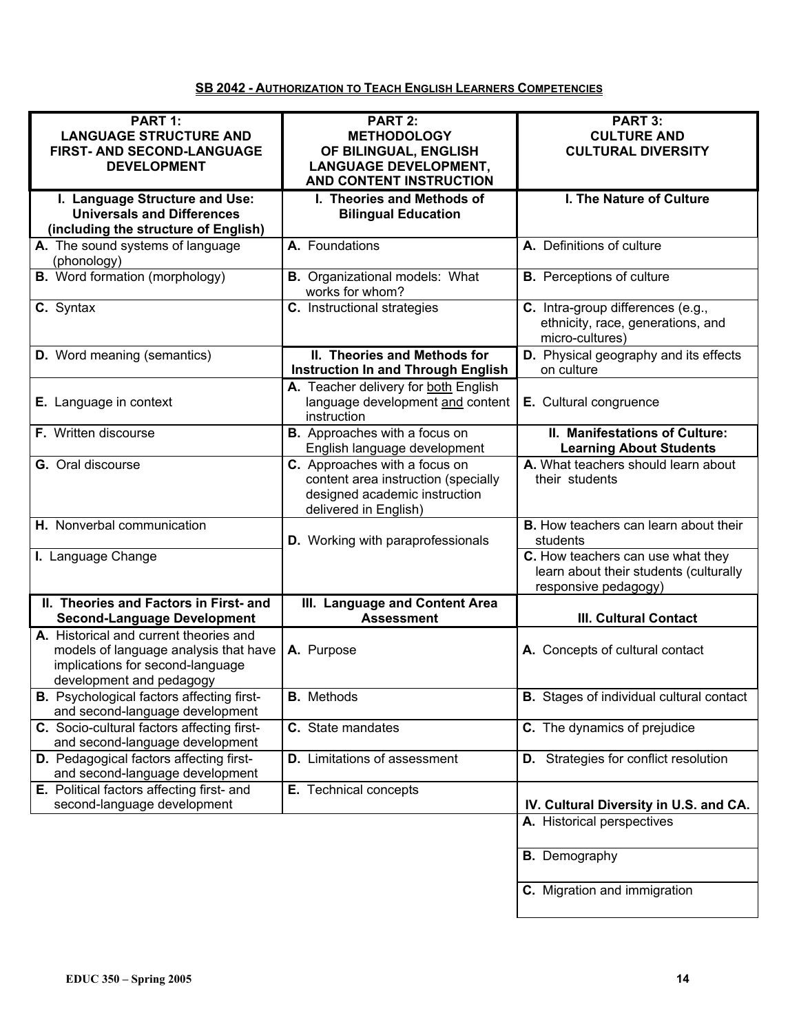**SB 2042 - AUTHORIZATION TO TEACH ENGLISH LEARNERS COMPETENCIES**

| **PART 1: LANGUAGE STRUCTURE AND FIRST- AND SECOND-LANGUAGE DEVELOPMENT** | **PART 2: METHODOLOGY OF BILINGUAL, ENGLISH LANGUAGE DEVELOPMENT, AND CONTENT INSTRUCTION** | **PART 3: CULTURE AND CULTURAL DIVERSITY** |
|---|---|---|
| **I. Language Structure and Use: Universals and Differences (including the structure of English)** | **I. Theories and Methods of Bilingual Education** | **I. The Nature of Culture** |
| **A.** The sound systems of language (phonology) | **A.** Foundations | **A.** Definitions of culture |
| **B.** Word formation (morphology) | **B.** Organizational models: What works for whom? | **B.** Perceptions of culture |
| **C.** Syntax | **C.** Instructional strategies | **C.** Intra-group differences (e.g., ethnicity, race, generations, and micro-cultures) |
| **D.** Word meaning (semantics) | **II. Theories and Methods for Instruction In and Through English** | **D.** Physical geography and its effects on culture |
| **E.** Language in context | **A.** Teacher delivery for both English language development and content instruction | **E.** Cultural congruence |
| **F.** Written discourse | **B.** Approaches with a focus on English language development | **II. Manifestations of Culture: Learning About Students** |
| **G.** Oral discourse | **C.** Approaches with a focus on content area instruction (specially designed academic instruction delivered in English) | **A.** What teachers should learn about their students |
| **H.** Nonverbal communication | **D.** Working with paraprofessionals | **B.** How teachers can learn about their students |
| **I.** Language Change | | **C.** How teachers can use what they learn about their students (culturally responsive pedagogy) |
| **II. Theories and Factors in First- and Second-Language Development** | **III. Language and Content Area Assessment** | **III. Cultural Contact** |
| **A.** Historical and current theories and models of language analysis that have implications for second-language development and pedagogy | **A.** Purpose | **A.** Concepts of cultural contact |
| **B.** Psychological factors affecting first- and second-language development | **B.** Methods | **B.** Stages of individual cultural contact |
| **C.** Socio-cultural factors affecting first- and second-language development | **C.** State mandates | **C.** The dynamics of prejudice |
| **D.** Pedagogical factors affecting first- and second-language development | **D.** Limitations of assessment | **D.** Strategies for conflict resolution |
| **E.** Political factors affecting first- and second-language development | **E.** Technical concepts | **IV. Cultural Diversity in U.S. and CA.** |
| | | **A.** Historical perspectives |
| | | **B.** Demography |
| | | **C.** Migration and immigration |